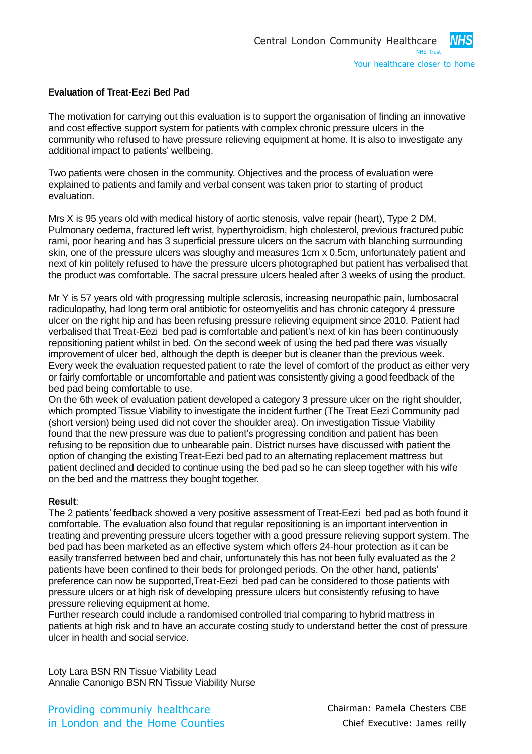**Evaluation of Treat-Eezi Bed Pad**

The motivation for carrying out this evaluation is to support the organisation of finding an innovative and cost effective support system for patients with complex chronic pressure ulcers in the community who refused to have pressure relieving equipment at home. It is also to investigate any additional impact to patients' wellbeing.

Two patients were chosen in the community. Objectives and the process of evaluation were explained to patients and family and verbal consent was taken prior to starting of product evaluation.

Mrs X is 95 years old with medical history of aortic stenosis, valve repair (heart), Type 2 DM, Pulmonary oedema, fractured left wrist, hyperthyroidism, high cholesterol, previous fractured pubic rami, poor hearing and has 3 superficial pressure ulcers on the sacrum with blanching surrounding skin, one of the pressure ulcers was sloughy and measures 1cm x 0.5cm, unfortunately patient and next of kin politely refused to have the pressure ulcers photographed but patient has verbalised that the product was comfortable. The sacral pressure ulcers healed after 3 weeks of using the product.

Mr Y is 57 years old with progressing multiple sclerosis, increasing neuropathic pain, lumbosacral radiculopathy, had long term oral antibiotic for osteomyelitis and has chronic category 4 pressure ulcer on the right hip and has been refusing pressure relieving equipment since 2010. Patient had verbalised that Treat-Eezi bed pad is comfortable and patient's next of kin has been continuously repositioning patient whilst in bed. On the second week of using the bed pad there was visually improvement of ulcer bed, although the depth is deeper but is cleaner than the previous week. Every week the evaluation requested patient to rate the level of comfort of the product as either very or fairly comfortable or uncomfortable and patient was consistently giving a good feedback of the bed pad being comfortable to use.

On the 6th week of evaluation patient developed a category 3 pressure ulcer on the right shoulder, which prompted Tissue Viability to investigate the incident further (The Treat Eezi Community pad (short version) being used did not cover the shoulder area). On investigation Tissue Viability found that the new pressure was due to patient's progressing condition and patient has been refusing to be reposition due to unbearable pain. District nurses have discussed with patient the option of changing the existing Treat-Eezi bed pad to an alternating replacement mattress but patient declined and decided to continue using the bed pad so he can sleep together with his wife on the bed and the mattress they bought together.

**Result**:

The 2 patients' feedback showed a very positive assessment of Treat-Eezi bed pad as both found it comfortable. The evaluation also found that regular repositioning is an important intervention in treating and preventing pressure ulcers together with a good pressure relieving support system. The bed pad has been marketed as an effective system which offers 24-hour protection as it can be easily transferred between bed and chair, unfortunately this has not been fully evaluated as the 2 patients have been confined to their beds for prolonged periods. On the other hand, patients' preference can now be supported,Treat-Eezi bed pad can be considered to those patients with pressure ulcers or at high risk of developing pressure ulcers but consistently refusing to have pressure relieving equipment at home.

Further research could include a randomised controlled trial comparing to hybrid mattress in patients at high risk and to have an accurate costing study to understand better the cost of pressure ulcer in health and social service.

Loty Lara BSN RN Tissue Viability Lead
Annalie Canonigo BSN RN Tissue Viability Nurse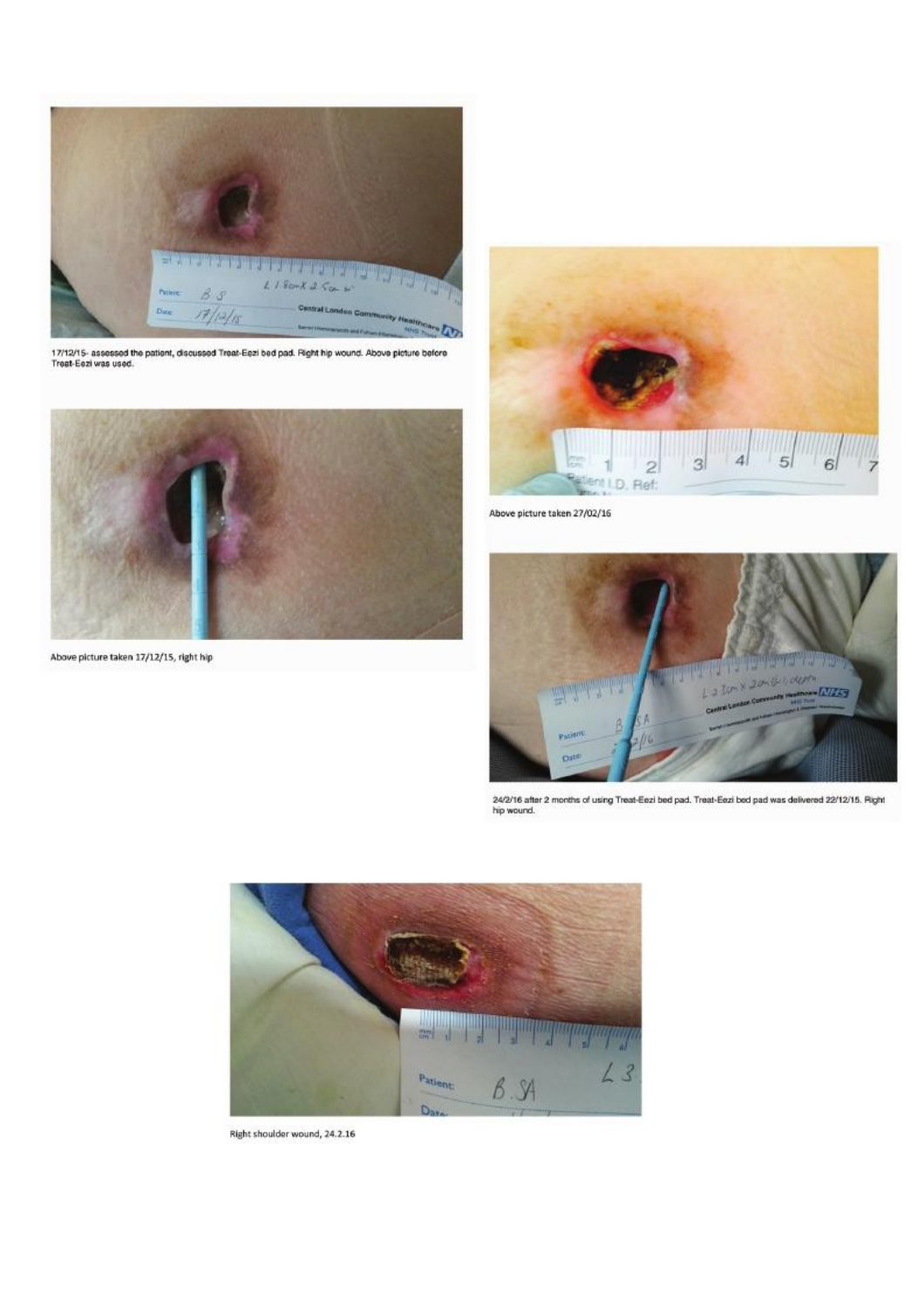17/12/15- assessed the patient, discussed Treat-Eezi bed pad. Right hip wound. Above picture before Treat-Eezi was used.

Above picture taken 17/12/15, right hip

Above picture taken 27/02/16

24/2/16 after 2 months of using Treat-Eezi bed pad. Treat-Eezi bed pad was delivered 22/12/15. Right hip wound.

Right shoulder wound, 24.2.16